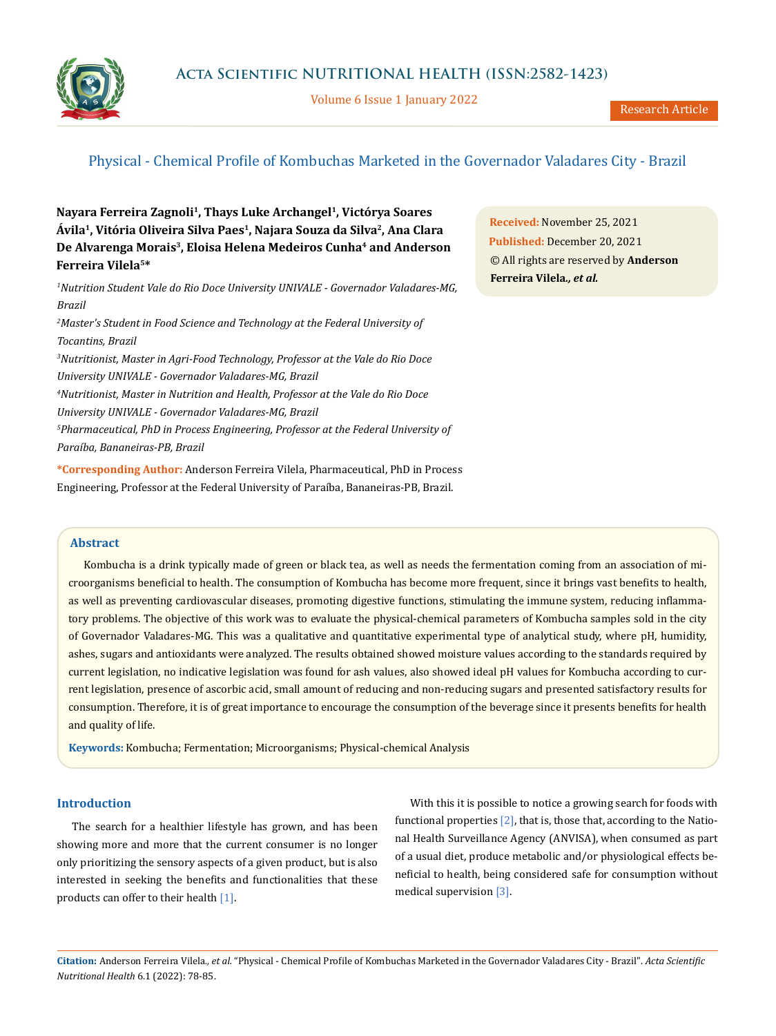# Physical - Chemical Profile of Kombuchas Marketed in the Governador Valadares City - Brazil

Research Article

**Nayara Ferreira Zagnoli[1], Thays Luke Archangel[1], Victórya Soares Ávila[1], Vitória Oliveira Silva Paes[1], Najara Souza da Silva[2], Ana Clara De Alvarenga Morais[3], Eloisa Helena Medeiros Cunha[4] and Anderson Ferreira Vilela[5]\***

*[1]Nutrition Student Vale do Rio Doce University UNIVALE - Governador Valadares-MG, Brazil*

*[2]Master's Student in Food Science and Technology at the Federal University of Tocantins, Brazil*

*[3]Nutritionist, Master in Agri-Food Technology, Professor at the Vale do Rio Doce University UNIVALE - Governador Valadares-MG, Brazil*

*[4]Nutritionist, Master in Nutrition and Health, Professor at the Vale do Rio Doce University UNIVALE - Governador Valadares-MG, Brazil*

*[5]Pharmaceutical, PhD in Process Engineering, Professor at the Federal University of Paraíba, Bananeiras-PB, Brazil*

**\*Corresponding Author:** Anderson Ferreira Vilela, Pharmaceutical, PhD in Process Engineering, Professor at the Federal University of Paraíba, Bananeiras-PB, Brazil.

**Received:** November 25, 2021

**Published:** December 20, 2021

© All rights are reserved by **Anderson Ferreira Vilela.*, et al.***

## Abstract

Kombucha is a drink typically made of green or black tea, as well as needs the fermentation coming from an association of microorganisms beneficial to health. The consumption of Kombucha has become more frequent, since it brings vast benefits to health, as well as preventing cardiovascular diseases, promoting digestive functions, stimulating the immune system, reducing inflammatory problems. The objective of this work was to evaluate the physical-chemical parameters of Kombucha samples sold in the city of Governador Valadares-MG. This was a qualitative and quantitative experimental type of analytical study, where pH, humidity, ashes, sugars and antioxidants were analyzed. The results obtained showed moisture values according to the standards required by current legislation, no indicative legislation was found for ash values, also showed ideal pH values for Kombucha according to current legislation, presence of ascorbic acid, small amount of reducing and non-reducing sugars and presented satisfactory results for consumption. Therefore, it is of great importance to encourage the consumption of the beverage since it presents benefits for health and quality of life.

**Keywords:** Kombucha; Fermentation; Microorganisms; Physical-chemical Analysis

## Introduction

The search for a healthier lifestyle has grown, and has been showing more and more that the current consumer is no longer only prioritizing the sensory aspects of a given product, but is also interested in seeking the benefits and functionalities that these products can offer to their health [1].

With this it is possible to notice a growing search for foods with functional properties [2], that is, those that, according to the National Health Surveillance Agency (ANVISA), when consumed as part of a usual diet, produce metabolic and/or physiological effects beneficial to health, being considered safe for consumption without medical supervision [3].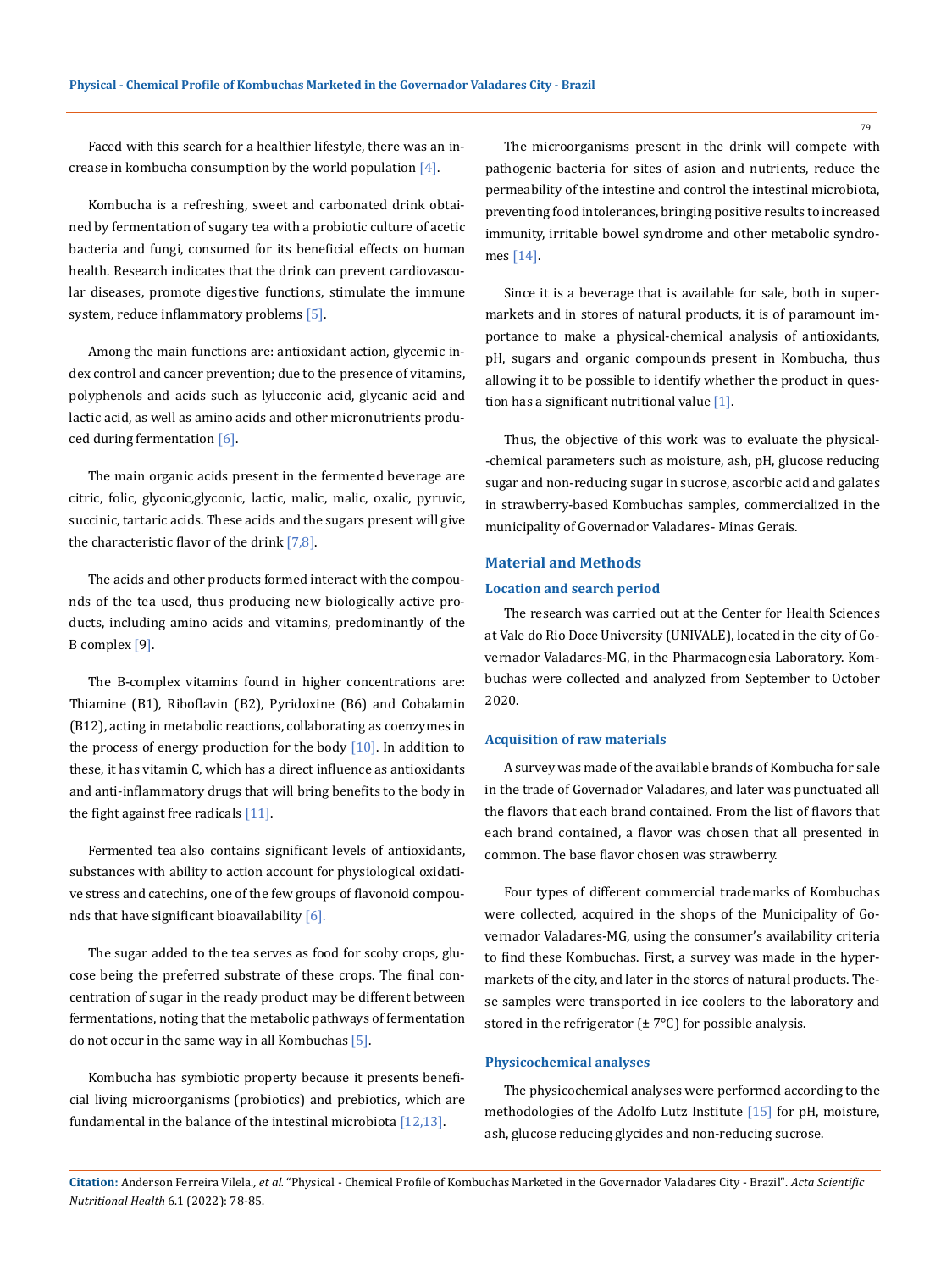Faced with this search for a healthier lifestyle, there was an increase in kombucha consumption by the world population [4].

Kombucha is a refreshing, sweet and carbonated drink obtained by fermentation of sugary tea with a probiotic culture of acetic bacteria and fungi, consumed for its beneficial effects on human health. Research indicates that the drink can prevent cardiovascular diseases, promote digestive functions, stimulate the immune system, reduce inflammatory problems [5].

Among the main functions are: antioxidant action, glycemic index control and cancer prevention; due to the presence of vitamins, polyphenols and acids such as lylucconic acid, glycanic acid and lactic acid, as well as amino acids and other micronutrients produced during fermentation [6].

The main organic acids present in the fermented beverage are citric, folic, glyconic,glyconic, lactic, malic, malic, oxalic, pyruvic, succinic, tartaric acids. These acids and the sugars present will give the characteristic flavor of the drink [7,8].

The acids and other products formed interact with the compounds of the tea used, thus producing new biologically active products, including amino acids and vitamins, predominantly of the B complex [9].

The B-complex vitamins found in higher concentrations are: Thiamine (B1), Riboflavin (B2), Pyridoxine (B6) and Cobalamin (B12), acting in metabolic reactions, collaborating as coenzymes in the process of energy production for the body [10]. In addition to these, it has vitamin C, which has a direct influence as antioxidants and anti-inflammatory drugs that will bring benefits to the body in the fight against free radicals [11].

Fermented tea also contains significant levels of antioxidants, substances with ability to action account for physiological oxidative stress and catechins, one of the few groups of flavonoid compounds that have significant bioavailability [6].

The sugar added to the tea serves as food for scoby crops, glucose being the preferred substrate of these crops. The final concentration of sugar in the ready product may be different between fermentations, noting that the metabolic pathways of fermentation do not occur in the same way in all Kombuchas [5].

Kombucha has symbiotic property because it presents beneficial living microorganisms (probiotics) and prebiotics, which are fundamental in the balance of the intestinal microbiota [12,13].

The microorganisms present in the drink will compete with pathogenic bacteria for sites of asion and nutrients, reduce the permeability of the intestine and control the intestinal microbiota, preventing food intolerances, bringing positive results to increased immunity, irritable bowel syndrome and other metabolic syndromes [14].

Since it is a beverage that is available for sale, both in supermarkets and in stores of natural products, it is of paramount importance to make a physical-chemical analysis of antioxidants, pH, sugars and organic compounds present in Kombucha, thus allowing it to be possible to identify whether the product in question has a significant nutritional value [1].

Thus, the objective of this work was to evaluate the physical-chemical parameters such as moisture, ash, pH, glucose reducing sugar and non-reducing sugar in sucrose, ascorbic acid and galates in strawberry-based Kombuchas samples, commercialized in the municipality of Governador Valadares- Minas Gerais.

## Material and Methods

### Location and search period

The research was carried out at the Center for Health Sciences at Vale do Rio Doce University (UNIVALE), located in the city of Governador Valadares-MG, in the Pharmacognesia Laboratory. Kombuchas were collected and analyzed from September to October 2020.

### Acquisition of raw materials

A survey was made of the available brands of Kombucha for sale in the trade of Governador Valadares, and later was punctuated all the flavors that each brand contained. From the list of flavors that each brand contained, a flavor was chosen that all presented in common. The base flavor chosen was strawberry.

Four types of different commercial trademarks of Kombuchas were collected, acquired in the shops of the Municipality of Governador Valadares-MG, using the consumer's availability criteria to find these Kombuchas. First, a survey was made in the hypermarkets of the city, and later in the stores of natural products. These samples were transported in ice coolers to the laboratory and stored in the refrigerator (± 7°C) for possible analysis.

### Physicochemical analyses

The physicochemical analyses were performed according to the methodologies of the Adolfo Lutz Institute [15] for pH, moisture, ash, glucose reducing glycides and non-reducing sucrose.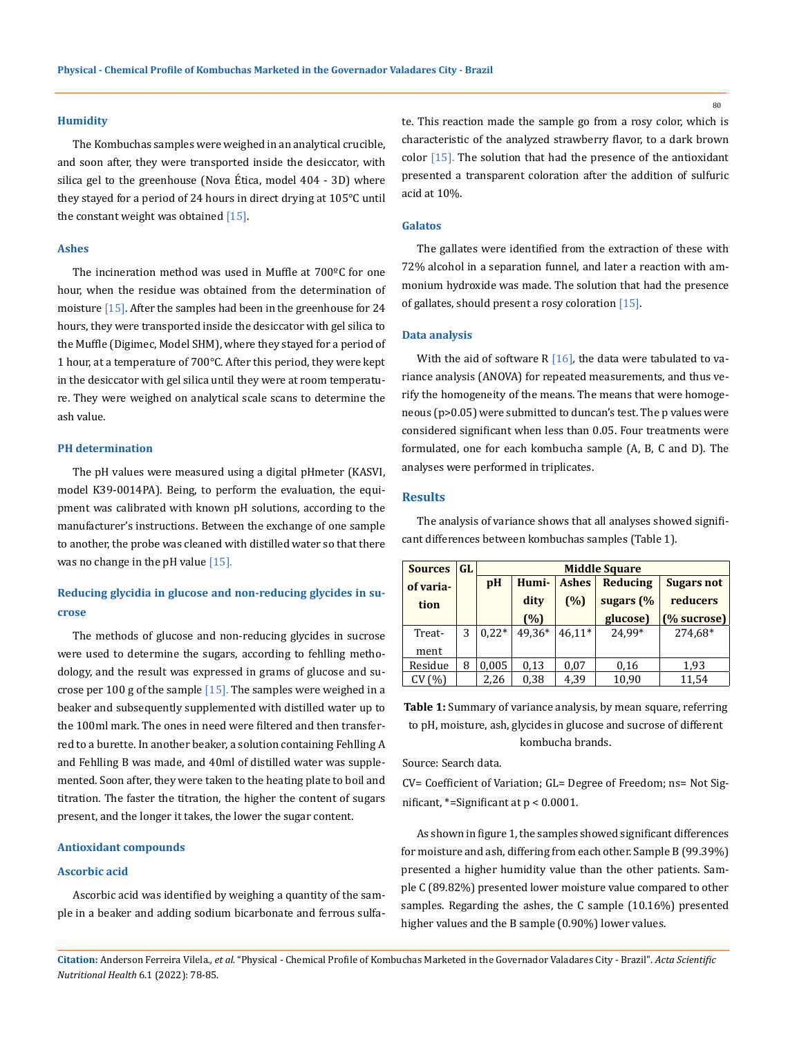### Humidity

The Kombuchas samples were weighed in an analytical crucible, and soon after, they were transported inside the desiccator, with silica gel to the greenhouse (Nova Ética, model 404 - 3D) where they stayed for a period of 24 hours in direct drying at 105°C until the constant weight was obtained [15].

### Ashes

The incineration method was used in Muffle at 700ºC for one hour, when the residue was obtained from the determination of moisture [15]. After the samples had been in the greenhouse for 24 hours, they were transported inside the desiccator with gel silica to the Muffle (Digimec, Model SHM), where they stayed for a period of 1 hour, at a temperature of 700°C. After this period, they were kept in the desiccator with gel silica until they were at room temperature. They were weighed on analytical scale scans to determine the ash value.

### PH determination

The pH values were measured using a digital pHmeter (KASVI, model K39-0014PA). Being, to perform the evaluation, the equipment was calibrated with known pH solutions, according to the manufacturer's instructions. Between the exchange of one sample to another, the probe was cleaned with distilled water so that there was no change in the pH value [15].

### Reducing glycidia in glucose and non-reducing glycides in sucrose

The methods of glucose and non-reducing glycides in sucrose were used to determine the sugars, according to fehlling methodology, and the result was expressed in grams of glucose and sucrose per 100 g of the sample [15]. The samples were weighed in a beaker and subsequently supplemented with distilled water up to the 100ml mark. The ones in need were filtered and then transferred to a burette. In another beaker, a solution containing Fehlling A and Fehlling B was made, and 40ml of distilled water was supplemented. Soon after, they were taken to the heating plate to boil and titration. The faster the titration, the higher the content of sugars present, and the longer it takes, the lower the sugar content.

### Antioxidant compounds

### Ascorbic acid

Ascorbic acid was identified by weighing a quantity of the sample in a beaker and adding sodium bicarbonate and ferrous sulfate. This reaction made the sample go from a rosy color, which is characteristic of the analyzed strawberry flavor, to a dark brown color [15]. The solution that had the presence of the antioxidant presented a transparent coloration after the addition of sulfuric acid at 10%.

### Galatos

The gallates were identified from the extraction of these with 72% alcohol in a separation funnel, and later a reaction with ammonium hydroxide was made. The solution that had the presence of gallates, should present a rosy coloration [15].

### Data analysis

With the aid of software R [16], the data were tabulated to variance analysis (ANOVA) for repeated measurements, and thus verify the homogeneity of the means. The means that were homogeneous ($p>0.05$) were submitted to duncan's test. The p values were considered significant when less than 0.05. Four treatments were formulated, one for each kombucha sample (A, B, C and D). The analyses were performed in triplicates.

## Results

The analysis of variance shows that all analyses showed significant differences between kombuchas samples (Table 1).

| Sources of variation | GL | Middle Square | | | | |
|---|---|---|---|---|---|---|
| | | pH | Humidity (%) | Ashes (%) | Reducing sugars (% glucose) | Sugars not reducers (% sucrose) |
| Treatment | 3 | 0,22* | 49,36* | 46,11* | 24,99* | 274,68* |
| Residue | 8 | 0,005 | 0,13 | 0,07 | 0,16 | 1,93 |
| CV (%) | | 2,26 | 0,38 | 4,39 | 10,90 | 11,54 |

**Table 1:** Summary of variance analysis, by mean square, referring to pH, moisture, ash, glycides in glucose and sucrose of different kombucha brands.

Source: Search data.

CV= Coefficient of Variation; GL= Degree of Freedom; ns= Not Significant, *=Significant at $p < 0.0001$.

As shown in figure 1, the samples showed significant differences for moisture and ash, differing from each other. Sample B (99.39%) presented a higher humidity value than the other patients. Sample C (89.82%) presented lower moisture value compared to other samples. Regarding the ashes, the C sample (10.16%) presented higher values and the B sample (0.90%) lower values.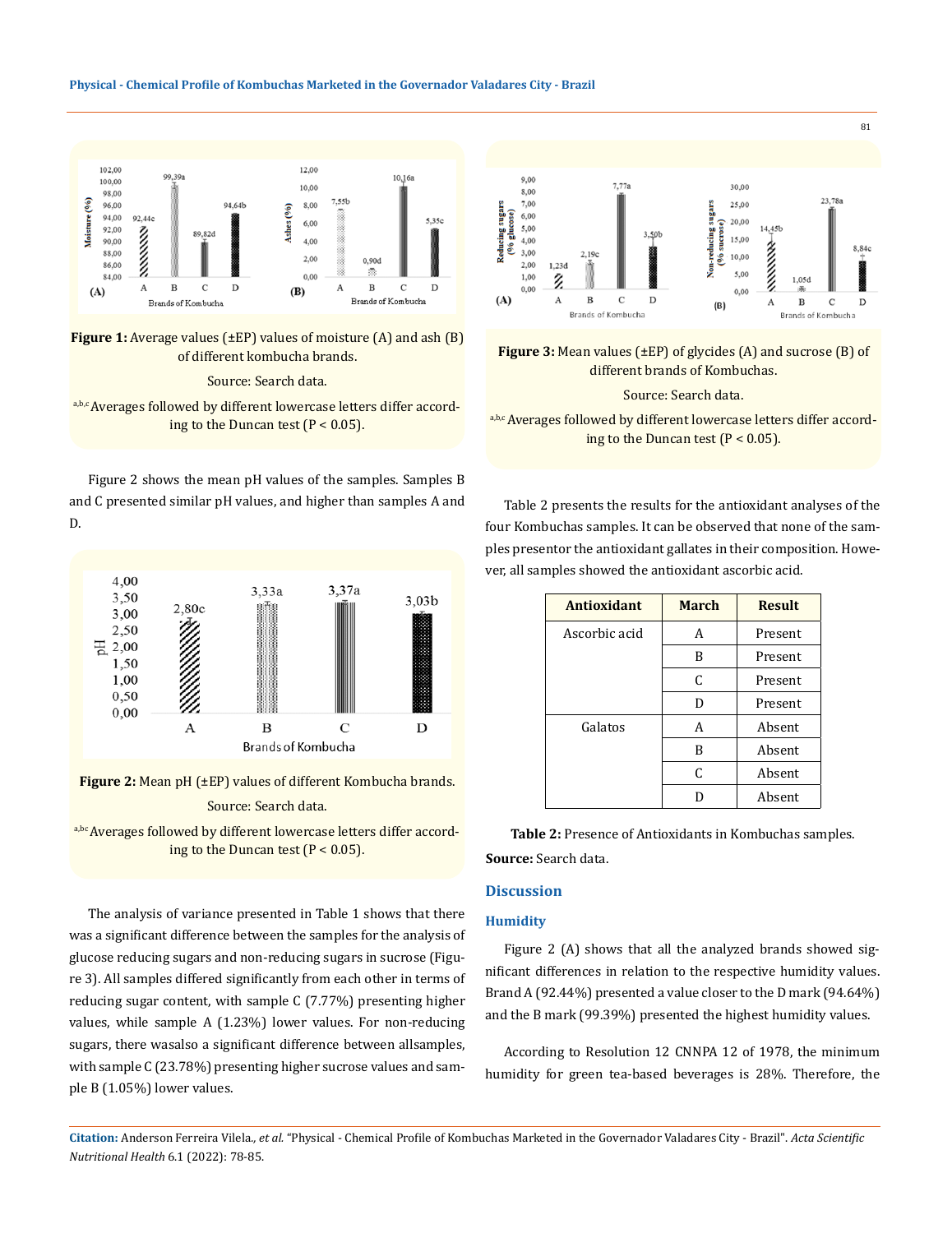Figure 1: Average values (±EP) values of moisture (A) and ash (B) of different kombucha brands.

Source: Search data.

a,b,c Averages followed by different lowercase letters differ according to the Duncan test (P < 0.05).

Figure 2 shows the mean pH values of the samples. Samples B and C presented similar pH values, and higher than samples A and D.

**Figure 2:** Mean pH (±EP) values of different Kombucha brands.

Source: Search data.

a,b,c Averages followed by different lowercase letters differ according to the Duncan test (P < 0.05).

The analysis of variance presented in Table 1 shows that there was a significant difference between the samples for the analysis of glucose reducing sugars and non-reducing sugars in sucrose (Figure 3). All samples differed significantly from each other in terms of reducing sugar content, with sample C (7.77%) presenting higher values, while sample A (1.23%) lower values. For non-reducing sugars, there wasalso a significant difference between allsamples, with sample C (23.78%) presenting higher sucrose values and sample B (1.05%) lower values.

**Figure 3:** Mean values (±EP) of glycides (A) and sucrose (B) of different brands of Kombuchas.

Source: Search data.

a,b,c Averages followed by different lowercase letters differ according to the Duncan test (P < 0.05).

Table 2 presents the results for the antioxidant analyses of the four Kombuchas samples. It can be observed that none of the samples presentor the antioxidant gallates in their composition. However, all samples showed the antioxidant ascorbic acid.

| Antioxidant | March | Result |
|---|---|---|
| Ascorbic acid | A | Present |
| | B | Present |
| | C | Present |
| | D | Present |
| Galatos | A | Absent |
| | B | Absent |
| | C | Absent |
| | D | Absent |

**Table 2:** Presence of Antioxidants in Kombuchas samples.

**Source:** Search data.

## Discussion

### Humidity

Figure 2 (A) shows that all the analyzed brands showed significant differences in relation to the respective humidity values. Brand A (92.44%) presented a value closer to the D mark (94.64%) and the B mark (99.39%) presented the highest humidity values.

According to Resolution 12 CNNPA 12 of 1978, the minimum humidity for green tea-based beverages is 28%. Therefore, the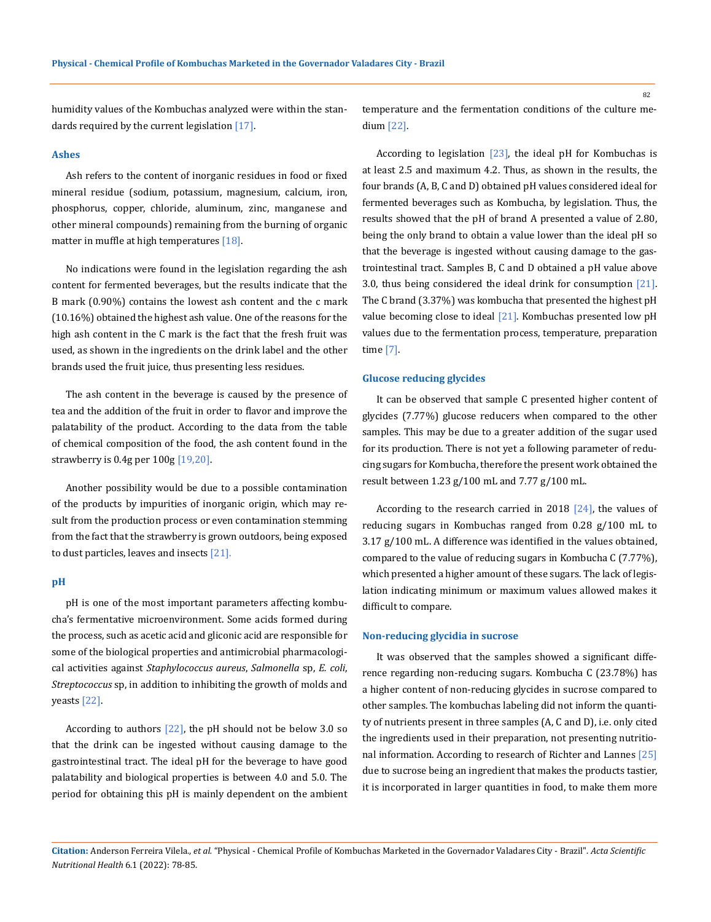humidity values of the Kombuchas analyzed were within the standards required by the current legislation [17].

### Ashes

Ash refers to the content of inorganic residues in food or fixed mineral residue (sodium, potassium, magnesium, calcium, iron, phosphorus, copper, chloride, aluminum, zinc, manganese and other mineral compounds) remaining from the burning of organic matter in muffle at high temperatures [18].

No indications were found in the legislation regarding the ash content for fermented beverages, but the results indicate that the B mark (0.90%) contains the lowest ash content and the c mark (10.16%) obtained the highest ash value. One of the reasons for the high ash content in the C mark is the fact that the fresh fruit was used, as shown in the ingredients on the drink label and the other brands used the fruit juice, thus presenting less residues.

The ash content in the beverage is caused by the presence of tea and the addition of the fruit in order to flavor and improve the palatability of the product. According to the data from the table of chemical composition of the food, the ash content found in the strawberry is 0.4g per 100g [19,20].

Another possibility would be due to a possible contamination of the products by impurities of inorganic origin, which may result from the production process or even contamination stemming from the fact that the strawberry is grown outdoors, being exposed to dust particles, leaves and insects [21].

### pH

pH is one of the most important parameters affecting kombucha's fermentative microenvironment. Some acids formed during the process, such as acetic acid and gliconic acid are responsible for some of the biological properties and antimicrobial pharmacological activities against *Staphylococcus aureus*, *Salmonella* sp, *E. coli*, *Streptococcus* sp, in addition to inhibiting the growth of molds and yeasts [22].

According to authors [22], the pH should not be below 3.0 so that the drink can be ingested without causing damage to the gastrointestinal tract. The ideal pH for the beverage to have good palatability and biological properties is between 4.0 and 5.0. The period for obtaining this pH is mainly dependent on the ambient temperature and the fermentation conditions of the culture medium [22].

According to legislation [23], the ideal pH for Kombuchas is at least 2.5 and maximum 4.2. Thus, as shown in the results, the four brands (A, B, C and D) obtained pH values considered ideal for fermented beverages such as Kombucha, by legislation. Thus, the results showed that the pH of brand A presented a value of 2.80, being the only brand to obtain a value lower than the ideal pH so that the beverage is ingested without causing damage to the gastrointestinal tract. Samples B, C and D obtained a pH value above 3.0, thus being considered the ideal drink for consumption [21]. The C brand (3.37%) was kombucha that presented the highest pH value becoming close to ideal [21]. Kombuchas presented low pH values due to the fermentation process, temperature, preparation time [7].

### Glucose reducing glycides

It can be observed that sample C presented higher content of glycides (7.77%) glucose reducers when compared to the other samples. This may be due to a greater addition of the sugar used for its production. There is not yet a following parameter of reducing sugars for Kombucha, therefore the present work obtained the result between 1.23 g/100 mL and 7.77 g/100 mL.

According to the research carried in 2018 [24], the values of reducing sugars in Kombuchas ranged from 0.28 g/100 mL to 3.17 g/100 mL. A difference was identified in the values obtained, compared to the value of reducing sugars in Kombucha C (7.77%), which presented a higher amount of these sugars. The lack of legislation indicating minimum or maximum values allowed makes it difficult to compare.

### Non-reducing glycidia in sucrose

It was observed that the samples showed a significant difference regarding non-reducing sugars. Kombucha C (23.78%) has a higher content of non-reducing glycides in sucrose compared to other samples. The kombuchas labeling did not inform the quantity of nutrients present in three samples (A, C and D), i.e. only cited the ingredients used in their preparation, not presenting nutritional information. According to research of Richter and Lannes [25] due to sucrose being an ingredient that makes the products tastier, it is incorporated in larger quantities in food, to make them more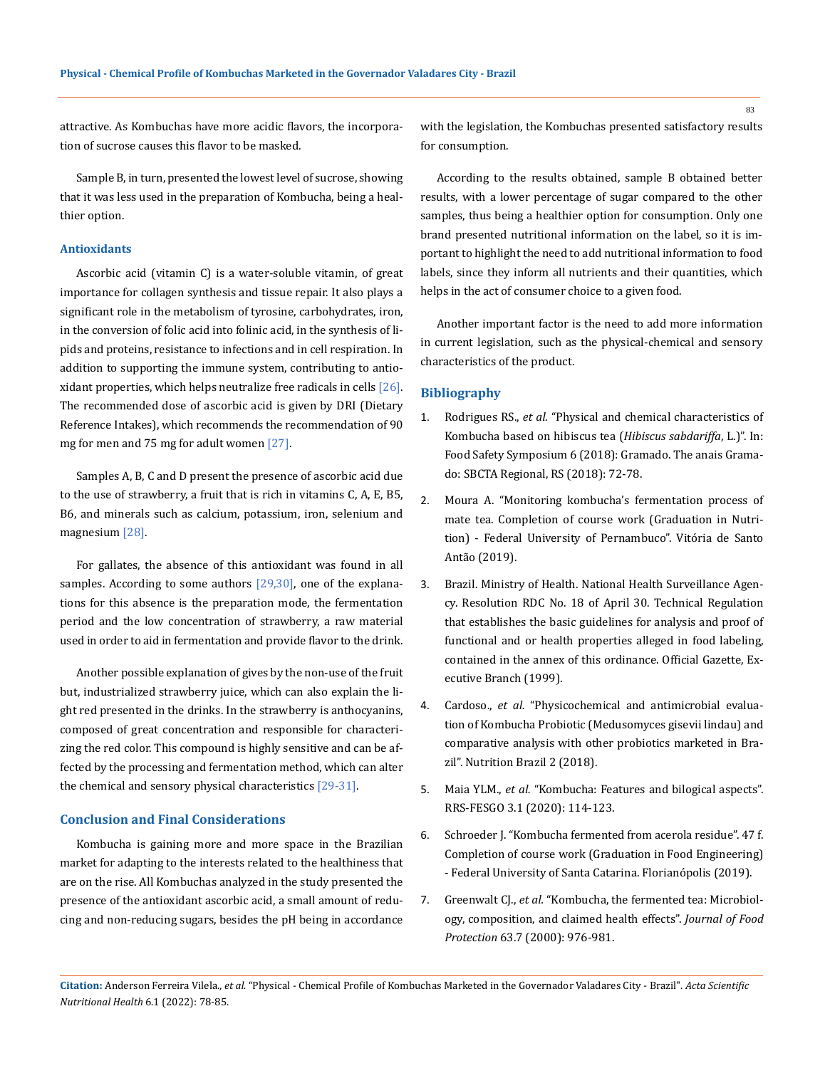attractive. As Kombuchas have more acidic flavors, the incorporation of sucrose causes this flavor to be masked.

Sample B, in turn, presented the lowest level of sucrose, showing that it was less used in the preparation of Kombucha, being a healthier option.

### Antioxidants

Ascorbic acid (vitamin C) is a water-soluble vitamin, of great importance for collagen synthesis and tissue repair. It also plays a significant role in the metabolism of tyrosine, carbohydrates, iron, in the conversion of folic acid into folinic acid, in the synthesis of lipids and proteins, resistance to infections and in cell respiration. In addition to supporting the immune system, contributing to antioxidant properties, which helps neutralize free radicals in cells [26]. The recommended dose of ascorbic acid is given by DRI (Dietary Reference Intakes), which recommends the recommendation of 90 mg for men and 75 mg for adult women [27].

Samples A, B, C and D present the presence of ascorbic acid due to the use of strawberry, a fruit that is rich in vitamins C, A, E, B5, B6, and minerals such as calcium, potassium, iron, selenium and magnesium [28].

For gallates, the absence of this antioxidant was found in all samples. According to some authors [29,30], one of the explanations for this absence is the preparation mode, the fermentation period and the low concentration of strawberry, a raw material used in order to aid in fermentation and provide flavor to the drink.

Another possible explanation of gives by the non-use of the fruit but, industrialized strawberry juice, which can also explain the light red presented in the drinks. In the strawberry is anthocyanins, composed of great concentration and responsible for characterizing the red color. This compound is highly sensitive and can be affected by the processing and fermentation method, which can alter the chemical and sensory physical characteristics [29-31].

## Conclusion and Final Considerations

Kombucha is gaining more and more space in the Brazilian market for adapting to the interests related to the healthiness that are on the rise. All Kombuchas analyzed in the study presented the presence of the antioxidant ascorbic acid, a small amount of reducing and non-reducing sugars, besides the pH being in accordance with the legislation, the Kombuchas presented satisfactory results for consumption.

According to the results obtained, sample B obtained better results, with a lower percentage of sugar compared to the other samples, thus being a healthier option for consumption. Only one brand presented nutritional information on the label, so it is important to highlight the need to add nutritional information to food labels, since they inform all nutrients and their quantities, which helps in the act of consumer choice to a given food.

Another important factor is the need to add more information in current legislation, such as the physical-chemical and sensory characteristics of the product.

## Bibliography

1. Rodrigues RS., *et al.* "Physical and chemical characteristics of Kombucha based on hibiscus tea (*Hibiscus sabdariffa*, L.)". In: Food Safety Symposium 6 (2018): Gramado. The anais Gramado: SBCTA Regional, RS (2018): 72-78.
2. Moura A. "Monitoring kombucha's fermentation process of mate tea. Completion of course work (Graduation in Nutrition) - Federal University of Pernambuco". Vitória de Santo Antão (2019).
3. Brazil. Ministry of Health. National Health Surveillance Agency. Resolution RDC No. 18 of April 30. Technical Regulation that establishes the basic guidelines for analysis and proof of functional and or health properties alleged in food labeling, contained in the annex of this ordinance. Official Gazette, Executive Branch (1999).
4. Cardoso., *et al.* "Physicochemical and antimicrobial evaluation of Kombucha Probiotic (Medusomyces gisevii lindau) and comparative analysis with other probiotics marketed in Brazil". Nutrition Brazil 2 (2018).
5. Maia YLM., *et al.* "Kombucha: Features and bilogical aspects". RRS-FESGO 3.1 (2020): 114-123.
6. Schroeder J. "Kombucha fermented from acerola residue". 47 f. Completion of course work (Graduation in Food Engineering) - Federal University of Santa Catarina. Florianópolis (2019).
7. Greenwalt CJ., *et al*. "Kombucha, the fermented tea: Microbiology, composition, and claimed health effects". *Journal of Food Protection* 63.7 (2000): 976-981.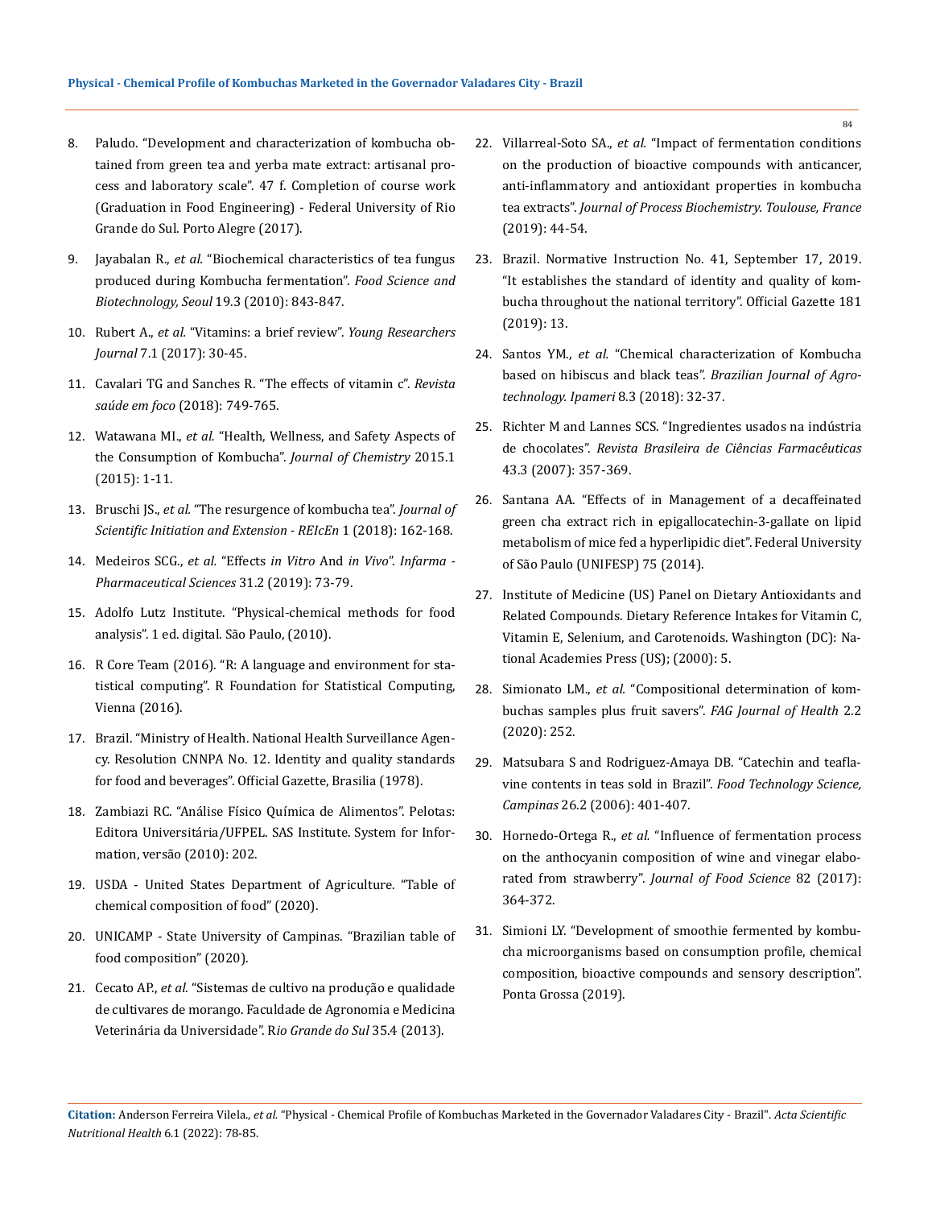8. Paludo. "Development and characterization of kombucha obtained from green tea and yerba mate extract: artisanal process and laboratory scale". 47 f. Completion of course work (Graduation in Food Engineering) - Federal University of Rio Grande do Sul. Porto Alegre (2017).

9. Jayabalan R., *et al.* "Biochemical characteristics of tea fungus produced during Kombucha fermentation". *Food Science and Biotechnology, Seoul* 19.3 (2010): 843-847.

10. Rubert A., *et al.* "Vitamins: a brief review". *Young Researchers Journal* 7.1 (2017): 30-45.

11. Cavalari TG and Sanches R. "The effects of vitamin c". *Revista saúde em foco* (2018): 749-765.

12. Watawana MI., *et al.* "Health, Wellness, and Safety Aspects of the Consumption of Kombucha". *Journal of Chemistry* 2015.1 (2015): 1-11.

13. Bruschi JS., *et al.* "The resurgence of kombucha tea". *Journal of Scientific Initiation and Extension - REIcEn* 1 (2018): 162-168.

14. Medeiros SCG., *et al.* "Effects *in Vitro* And *in Vivo*". *Infarma - Pharmaceutical Sciences* 31.2 (2019): 73-79.

15. Adolfo Lutz Institute. "Physical-chemical methods for food analysis". 1 ed. digital. São Paulo, (2010).

16. R Core Team (2016). "R: A language and environment for statistical computing". R Foundation for Statistical Computing, Vienna (2016).

17. Brazil. "Ministry of Health. National Health Surveillance Agency. Resolution CNNPA No. 12. Identity and quality standards for food and beverages". Official Gazette, Brasilia (1978).

18. Zambiazi RC. "Análise Físico Química de Alimentos". Pelotas: Editora Universitária/UFPEL. SAS Institute. System for Information, versão (2010): 202.

19. USDA - United States Department of Agriculture. "Table of chemical composition of food" (2020).

20. UNICAMP - State University of Campinas. "Brazilian table of food composition" (2020).

21. Cecato AP., *et al.* "Sistemas de cultivo na produção e qualidade de cultivares de morango. Faculdade de Agronomia e Medicina Veterinária da Universidade". R*io Grande do Sul* 35.4 (2013).

22. Villarreal-Soto SA., *et al.* "Impact of fermentation conditions on the production of bioactive compounds with anticancer, anti-inflammatory and antioxidant properties in kombucha tea extracts". *Journal of Process Biochemistry. Toulouse, France* (2019): 44-54.

23. Brazil. Normative Instruction No. 41, September 17, 2019. "It establishes the standard of identity and quality of kombucha throughout the national territory". Official Gazette 181 (2019): 13.

24. Santos YM., *et al.* "Chemical characterization of Kombucha based on hibiscus and black teas". *Brazilian Journal of Agrotechnology. Ipameri* 8.3 (2018): 32-37.

25. Richter M and Lannes SCS. "Ingredientes usados na indústria de chocolates". *Revista Brasileira de Ciências Farmacêuticas* 43.3 (2007): 357-369.

26. Santana AA. "Effects of in Management of a decaffeinated green cha extract rich in epigallocatechin-3-gallate on lipid metabolism of mice fed a hyperlipidic diet". Federal University of São Paulo (UNIFESP) 75 (2014).

27. Institute of Medicine (US) Panel on Dietary Antioxidants and Related Compounds. Dietary Reference Intakes for Vitamin C, Vitamin E, Selenium, and Carotenoids. Washington (DC): National Academies Press (US); (2000): 5.

28. Simionato LM., *et al.* "Compositional determination of kombuchas samples plus fruit savers". *FAG Journal of Health* 2.2 (2020): 252.

29. Matsubara S and Rodriguez-Amaya DB. "Catechin and teaflavine contents in teas sold in Brazil". *Food Technology Science, Campinas* 26.2 (2006): 401-407.

30. Hornedo-Ortega R., *et al.* "Influence of fermentation process on the anthocyanin composition of wine and vinegar elaborated from strawberry". *Journal of Food Science* 82 (2017): 364-372.

31. Simioni LY. "Development of smoothie fermented by kombucha microorganisms based on consumption profile, chemical composition, bioactive compounds and sensory description". Ponta Grossa (2019).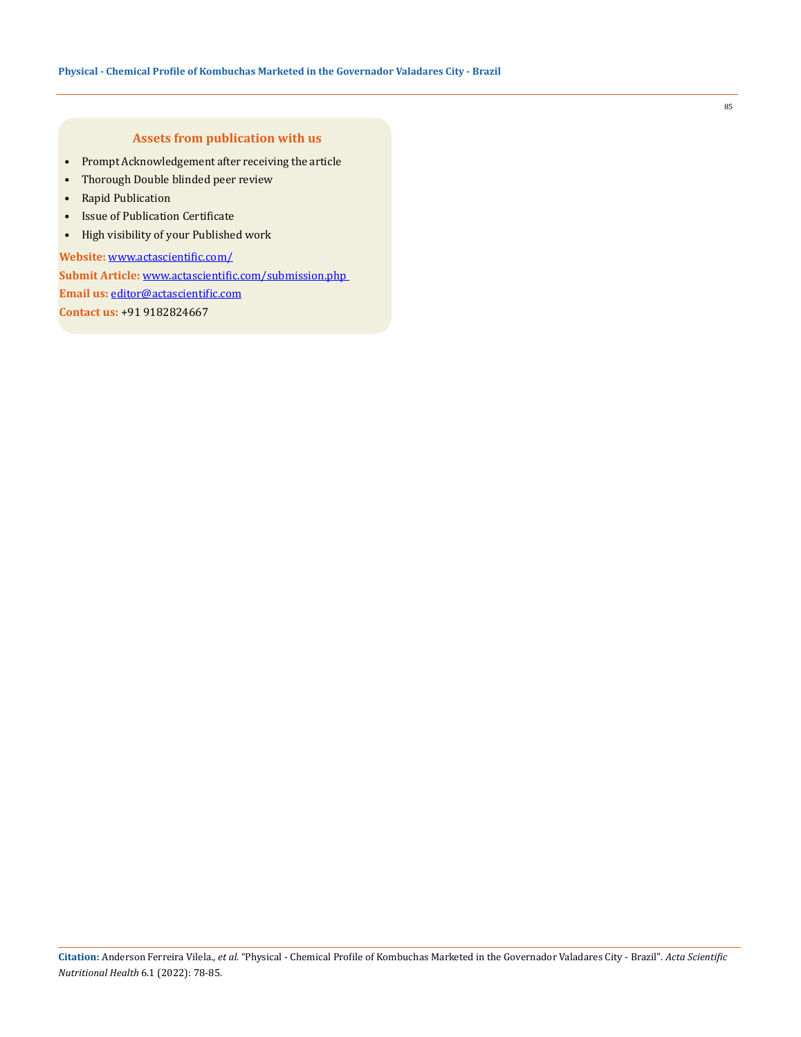### Assets from publication with us

- Prompt Acknowledgement after receiving the article
- Thorough Double blinded peer review
- Rapid Publication
- Issue of Publication Certificate
- High visibility of your Published work

**Website:** www.actascientific.com/

**Submit Article:** www.actascientific.com/submission.php

**Email us:** editor@actascientific.com

**Contact us:** +91 9182824667